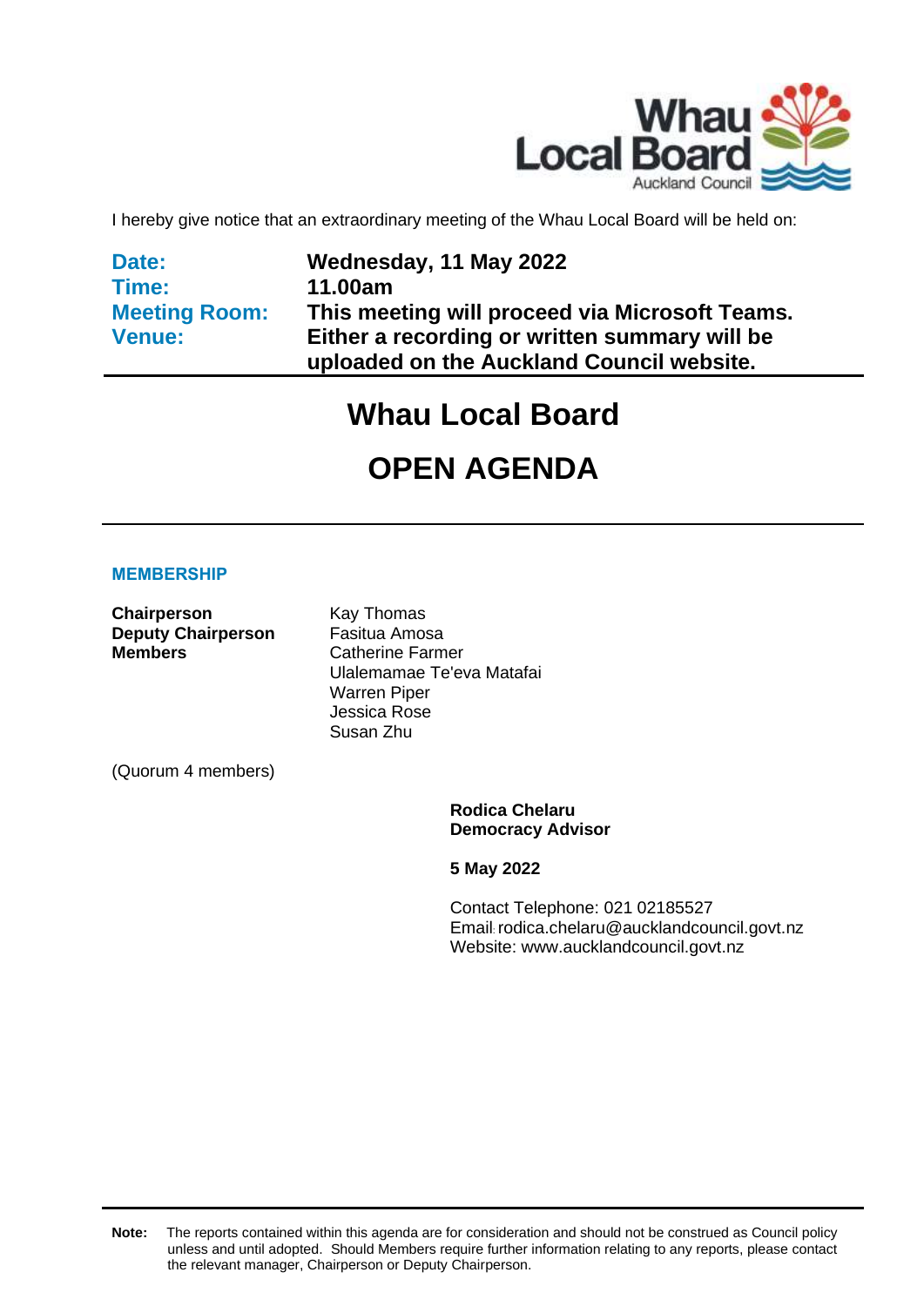I hereby give notice that an extraordinary meeting of the Whau Local Board will be held on:

| | |
|---|---|
| **Date:** | **Wednesday, 11 May 2022** |
| **Time:** | **11.00am** |
| **Meeting Room:** | **This meeting will proceed via Microsoft Teams.** |
| **Venue:** | **Either a recording or written summary will be uploaded on the Auckland Council website.** |

# Whau Local Board

# OPEN AGENDA

## MEMBERSHIP

| | |
|---|---|
| **Chairperson** | Kay Thomas |
| **Deputy Chairperson** | Fasitua Amosa |
| **Members** | Catherine Farmer |
| | Ulalemamae Te'eva Matafai |
| | Warren Piper |
| | Jessica Rose |
| | Susan Zhu |

(Quorum 4 members)

**Rodica Chelaru**
**Democracy Advisor**

**5 May 2022**

Contact Telephone: 021 02185527
Email: rodica.chelaru@aucklandcouncil.govt.nz
Website: www.aucklandcouncil.govt.nz

**Note:** The reports contained within this agenda are for consideration and should not be construed as Council policy unless and until adopted. Should Members require further information relating to any reports, please contact the relevant manager, Chairperson or Deputy Chairperson.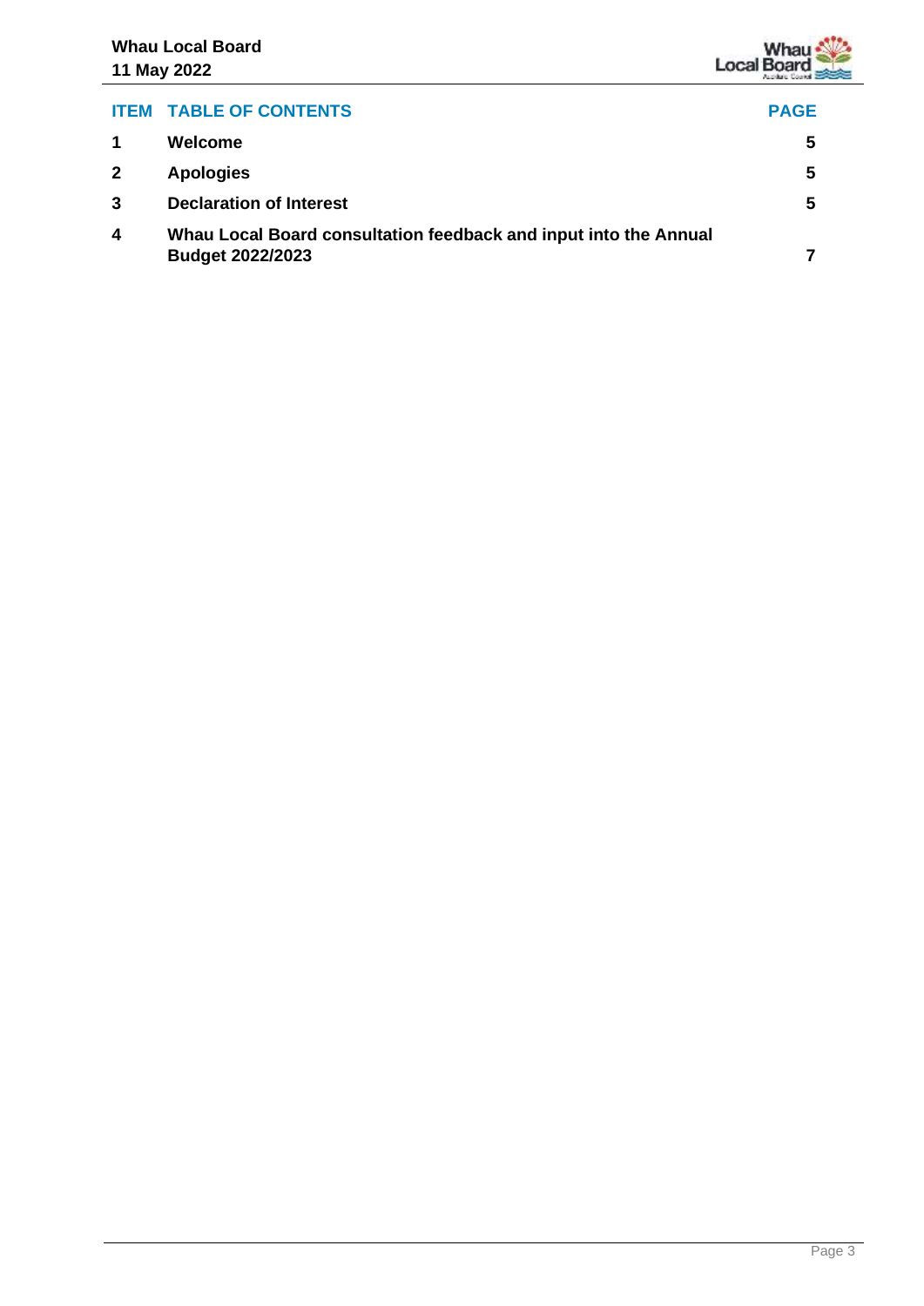| ITEM | TABLE OF CONTENTS | PAGE |
| --- | --- | --- |
| 1 | Welcome | 5 |
| 2 | Apologies | 5 |
| 3 | Declaration of Interest | 5 |
| 4 | Whau Local Board consultation feedback and input into the Annual Budget 2022/2023 | 7 |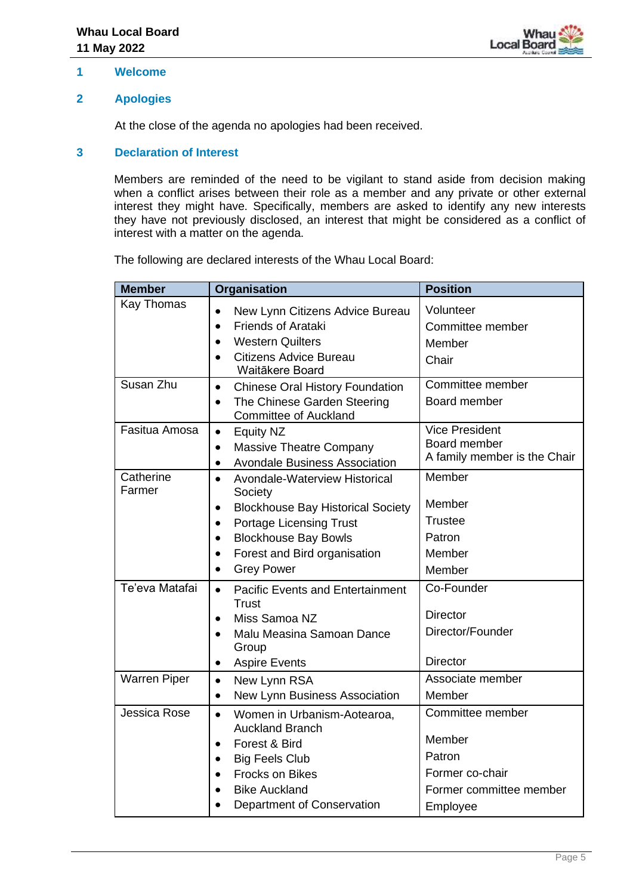## 1 Welcome

## 2 Apologies

At the close of the agenda no apologies had been received.

## 3 Declaration of Interest

Members are reminded of the need to be vigilant to stand aside from decision making when a conflict arises between their role as a member and any private or other external interest they might have. Specifically, members are asked to identify any new interests they have not previously disclosed, an interest that might be considered as a conflict of interest with a matter on the agenda.

The following are declared interests of the Whau Local Board:

| Member | Organisation | Position |
|---|---|---|
| Kay Thomas | • New Lynn Citizens Advice Bureau<br>• Friends of Arataki<br>• Western Quilters<br>• Citizens Advice Bureau Waitākere Board | Volunteer<br>Committee member<br>Member<br>Chair |
| Susan Zhu | • Chinese Oral History Foundation<br>• The Chinese Garden Steering Committee of Auckland | Committee member<br>Board member |
| Fasitua Amosa | • Equity NZ<br>• Massive Theatre Company<br>• Avondale Business Association | Vice President<br>Board member<br>A family member is the Chair |
| Catherine Farmer | • Avondale-Waterview Historical Society<br>• Blockhouse Bay Historical Society<br>• Portage Licensing Trust<br>• Blockhouse Bay Bowls<br>• Forest and Bird organisation<br>• Grey Power | Member<br>Member<br>Trustee<br>Patron<br>Member<br>Member |
| Te'eva Matafai | • Pacific Events and Entertainment Trust<br>• Miss Samoa NZ<br>• Malu Measina Samoan Dance Group<br>• Aspire Events | Co-Founder<br>Director<br>Director/Founder<br>Director |
| Warren Piper | • New Lynn RSA<br>• New Lynn Business Association | Associate member<br>Member |
| Jessica Rose | • Women in Urbanism-Aotearoa, Auckland Branch<br>• Forest & Bird<br>• Big Feels Club<br>• Frocks on Bikes<br>• Bike Auckland<br>• Department of Conservation | Committee member<br>Member<br>Patron<br>Former co-chair<br>Former committee member<br>Employee |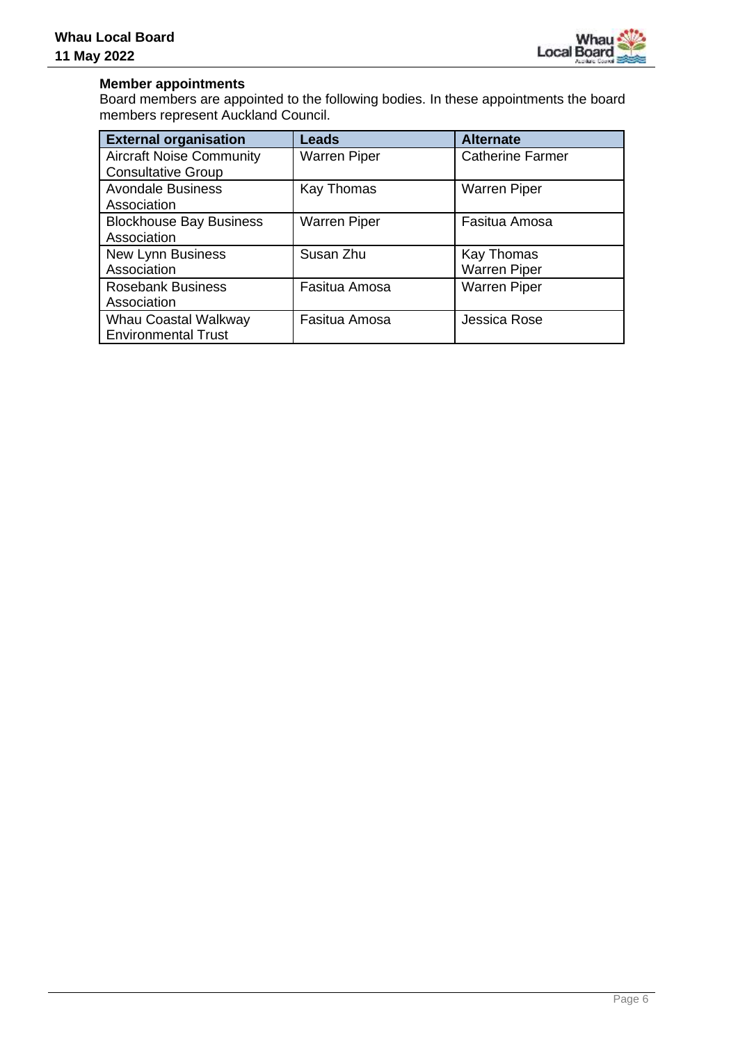**Member appointments**

Board members are appointed to the following bodies. In these appointments the board members represent Auckland Council.

| External organisation | Leads | Alternate |
|---|---|---|
| Aircraft Noise Community Consultative Group | Warren Piper | Catherine Farmer |
| Avondale Business Association | Kay Thomas | Warren Piper |
| Blockhouse Bay Business Association | Warren Piper | Fasitua Amosa |
| New Lynn Business Association | Susan Zhu | Kay Thomas<br>Warren Piper |
| Rosebank Business Association | Fasitua Amosa | Warren Piper |
| Whau Coastal Walkway Environmental Trust | Fasitua Amosa | Jessica Rose |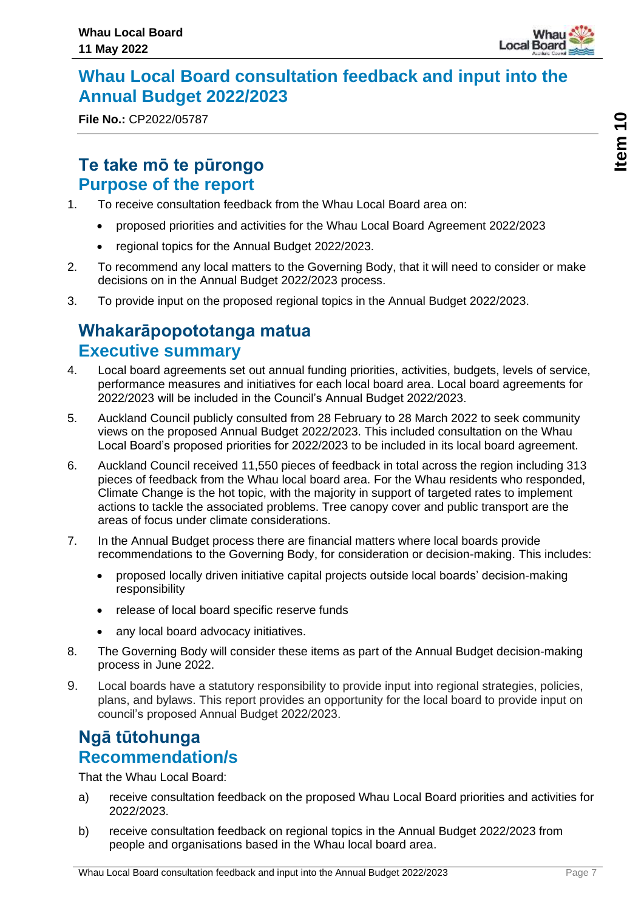# Whau Local Board consultation feedback and input into the Annual Budget 2022/2023

**File No.:** CP2022/05787

## Te take mō te pūrongo
## Purpose of the report

1. To receive consultation feedback from the Whau Local Board area on:
   - proposed priorities and activities for the Whau Local Board Agreement 2022/2023
   - regional topics for the Annual Budget 2022/2023.
2. To recommend any local matters to the Governing Body, that it will need to consider or make decisions on in the Annual Budget 2022/2023 process.
3. To provide input on the proposed regional topics in the Annual Budget 2022/2023.

## Whakarāpopototanga matua
## Executive summary

4. Local board agreements set out annual funding priorities, activities, budgets, levels of service, performance measures and initiatives for each local board area. Local board agreements for 2022/2023 will be included in the Council's Annual Budget 2022/2023.
5. Auckland Council publicly consulted from 28 February to 28 March 2022 to seek community views on the proposed Annual Budget 2022/2023. This included consultation on the Whau Local Board's proposed priorities for 2022/2023 to be included in its local board agreement.
6. Auckland Council received 11,550 pieces of feedback in total across the region including 313 pieces of feedback from the Whau local board area. For the Whau residents who responded, Climate Change is the hot topic, with the majority in support of targeted rates to implement actions to tackle the associated problems. Tree canopy cover and public transport are the areas of focus under climate considerations.
7. In the Annual Budget process there are financial matters where local boards provide recommendations to the Governing Body, for consideration or decision-making. This includes:
   - proposed locally driven initiative capital projects outside local boards' decision-making responsibility
   - release of local board specific reserve funds
   - any local board advocacy initiatives.
8. The Governing Body will consider these items as part of the Annual Budget decision-making process in June 2022.
9. Local boards have a statutory responsibility to provide input into regional strategies, policies, plans, and bylaws. This report provides an opportunity for the local board to provide input on council's proposed Annual Budget 2022/2023.

## Ngā tūtohunga
## Recommendation/s

That the Whau Local Board:

a) receive consultation feedback on the proposed Whau Local Board priorities and activities for 2022/2023.

b) receive consultation feedback on regional topics in the Annual Budget 2022/2023 from people and organisations based in the Whau local board area.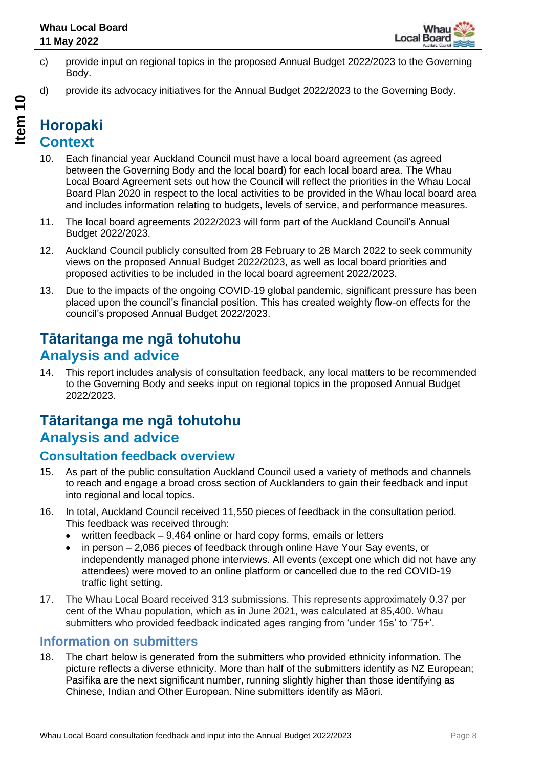c) provide input on regional topics in the proposed Annual Budget 2022/2023 to the Governing Body.

d) provide its advocacy initiatives for the Annual Budget 2022/2023 to the Governing Body.

## Horopaki
## Context

10. Each financial year Auckland Council must have a local board agreement (as agreed between the Governing Body and the local board) for each local board area. The Whau Local Board Agreement sets out how the Council will reflect the priorities in the Whau Local Board Plan 2020 in respect to the local activities to be provided in the Whau local board area and includes information relating to budgets, levels of service, and performance measures.

11. The local board agreements 2022/2023 will form part of the Auckland Council's Annual Budget 2022/2023.

12. Auckland Council publicly consulted from 28 February to 28 March 2022 to seek community views on the proposed Annual Budget 2022/2023, as well as local board priorities and proposed activities to be included in the local board agreement 2022/2023.

13. Due to the impacts of the ongoing COVID-19 global pandemic, significant pressure has been placed upon the council's financial position. This has created weighty flow-on effects for the council's proposed Annual Budget 2022/2023.

## Tātaritanga me ngā tohutohu
## Analysis and advice

14. This report includes analysis of consultation feedback, any local matters to be recommended to the Governing Body and seeks input on regional topics in the proposed Annual Budget 2022/2023.

## Tātaritanga me ngā tohutohu
## Analysis and advice

### Consultation feedback overview

15. As part of the public consultation Auckland Council used a variety of methods and channels to reach and engage a broad cross section of Aucklanders to gain their feedback and input into regional and local topics.

16. In total, Auckland Council received 11,550 pieces of feedback in the consultation period. This feedback was received through:
    - written feedback – 9,464 online or hard copy forms, emails or letters
    - in person – 2,086 pieces of feedback through online Have Your Say events, or independently managed phone interviews. All events (except one which did not have any attendees) were moved to an online platform or cancelled due to the red COVID-19 traffic light setting.

17. The Whau Local Board received 313 submissions. This represents approximately 0.37 per cent of the Whau population, which as in June 2021, was calculated at 85,400. Whau submitters who provided feedback indicated ages ranging from 'under 15s' to '75+'.

### Information on submitters

18. The chart below is generated from the submitters who provided ethnicity information. The picture reflects a diverse ethnicity. More than half of the submitters identify as NZ European; Pasifika are the next significant number, running slightly higher than those identifying as Chinese, Indian and Other European. Nine submitters identify as Māori.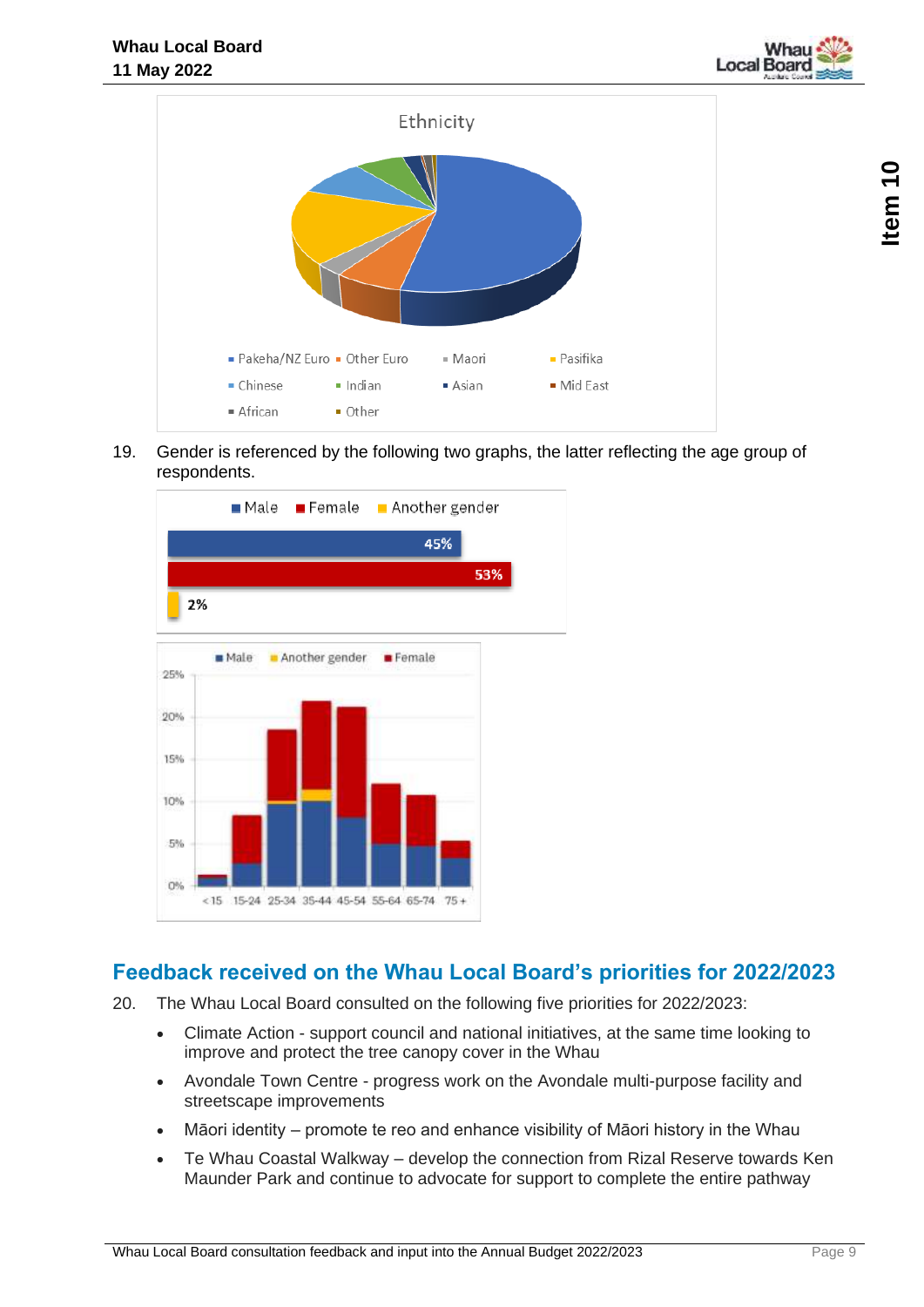Ethnicity

- Pakeha/NZ Euro
- Other Euro
- Maori
- Pasifika
- Chinese
- Indian
- Asian
- Mid East
- African
- Other

19. Gender is referenced by the following two graphs, the latter reflecting the age group of respondents.

| Gender | Percentage |
| --- | --- |
| Male | 45% |
| Female | 53% |
| Another gender | 2% |

Male, Another gender, Female by age group: <15, 15-24, 25-34, 35-44, 45-54, 55-64, 65-74, 75+

## Feedback received on the Whau Local Board's priorities for 2022/2023

20. The Whau Local Board consulted on the following five priorities for 2022/2023:

- Climate Action - support council and national initiatives, at the same time looking to improve and protect the tree canopy cover in the Whau
- Avondale Town Centre - progress work on the Avondale multi-purpose facility and streetscape improvements
- Māori identity – promote te reo and enhance visibility of Māori history in the Whau
- Te Whau Coastal Walkway – develop the connection from Rizal Reserve towards Ken Maunder Park and continue to advocate for support to complete the entire pathway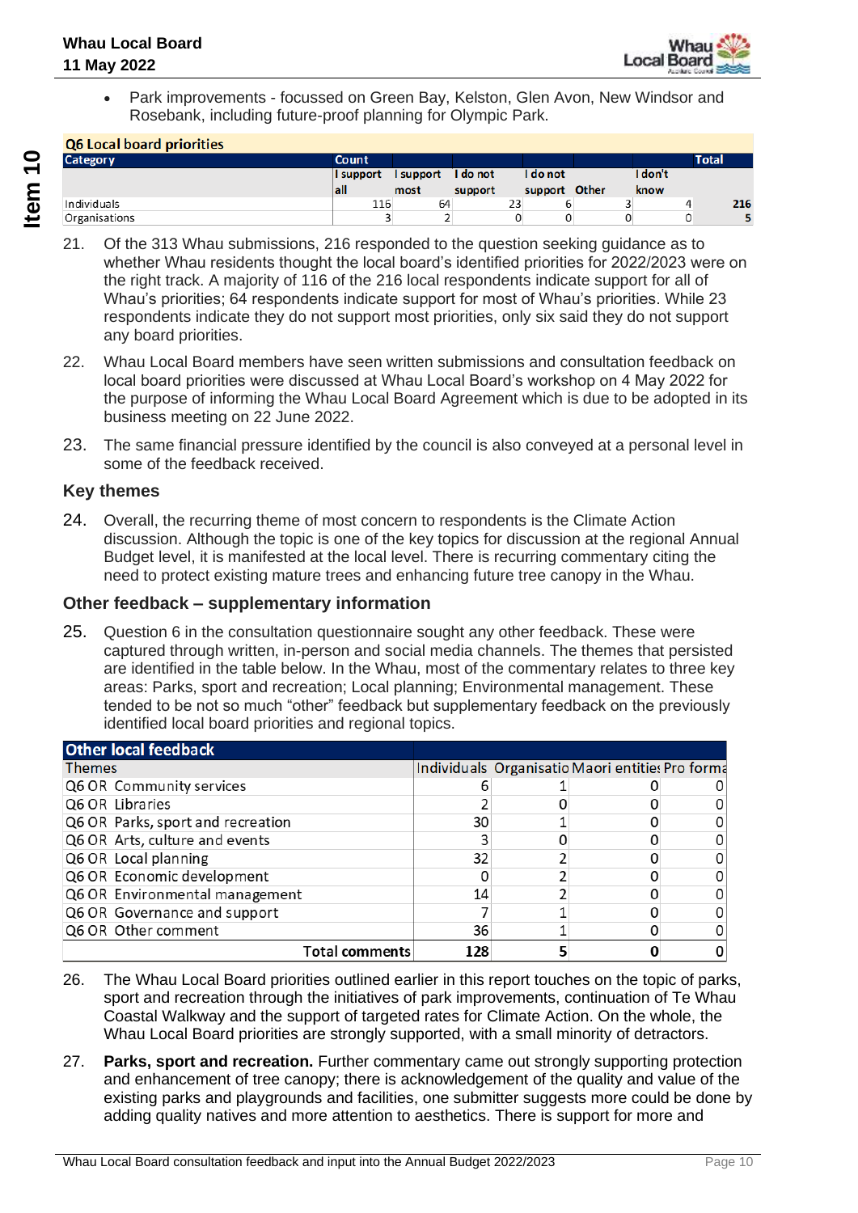- Park improvements - focussed on Green Bay, Kelston, Glen Avon, New Windsor and Rosebank, including future-proof planning for Olympic Park.

| **Q6 Local board priorities** | | | | | | | |
|---|---|---|---|---|---|---|---|
| **Category** | **Count** | | | | | | **Total** |
| | I support all | I support most | I do not support | I do not support | Other | I don't know | |
| Individuals | 116 | 64 | 23 | 6 | 3 | 4 | **216** |
| Organisations | 3 | 2 | 0 | 0 | 0 | 0 | **5** |

21. Of the 313 Whau submissions, 216 responded to the question seeking guidance as to whether Whau residents thought the local board's identified priorities for 2022/2023 were on the right track. A majority of 116 of the 216 local respondents indicate support for all of Whau's priorities; 64 respondents indicate support for most of Whau's priorities. While 23 respondents indicate they do not support most priorities, only six said they do not support any board priorities.

22. Whau Local Board members have seen written submissions and consultation feedback on local board priorities were discussed at Whau Local Board's workshop on 4 May 2022 for the purpose of informing the Whau Local Board Agreement which is due to be adopted in its business meeting on 22 June 2022.

23. The same financial pressure identified by the council is also conveyed at a personal level in some of the feedback received.

### Key themes

24. Overall, the recurring theme of most concern to respondents is the Climate Action discussion. Although the topic is one of the key topics for discussion at the regional Annual Budget level, it is manifested at the local level. There is recurring commentary citing the need to protect existing mature trees and enhancing future tree canopy in the Whau.

### Other feedback – supplementary information

25. Question 6 in the consultation questionnaire sought any other feedback. These were captured through written, in-person and social media channels. The themes that persisted are identified in the table below. In the Whau, most of the commentary relates to three key areas: Parks, sport and recreation; Local planning; Environmental management. These tended to be not so much "other" feedback but supplementary feedback on the previously identified local board priorities and regional topics.

| **Other local feedback** | | | | |
|---|---|---|---|---|
| Themes | Individuals | Organisatio | Maori entities | Pro forma |
| Q6 OR Community services | 6 | 1 | 0 | 0 |
| Q6 OR Libraries | 2 | 0 | 0 | 0 |
| Q6 OR Parks, sport and recreation | 30 | 1 | 0 | 0 |
| Q6 OR Arts, culture and events | 3 | 0 | 0 | 0 |
| Q6 OR Local planning | 32 | 2 | 0 | 0 |
| Q6 OR Economic development | 0 | 2 | 0 | 0 |
| Q6 OR Environmental management | 14 | 2 | 0 | 0 |
| Q6 OR Governance and support | 7 | 1 | 0 | 0 |
| Q6 OR Other comment | 36 | 1 | 0 | 0 |
| **Total comments** | **128** | **5** | **0** | **0** |

26. The Whau Local Board priorities outlined earlier in this report touches on the topic of parks, sport and recreation through the initiatives of park improvements, continuation of Te Whau Coastal Walkway and the support of targeted rates for Climate Action. On the whole, the Whau Local Board priorities are strongly supported, with a small minority of detractors.

27. **Parks, sport and recreation.** Further commentary came out strongly supporting protection and enhancement of tree canopy; there is acknowledgement of the quality and value of the existing parks and playgrounds and facilities, one submitter suggests more could be done by adding quality natives and more attention to aesthetics. There is support for more and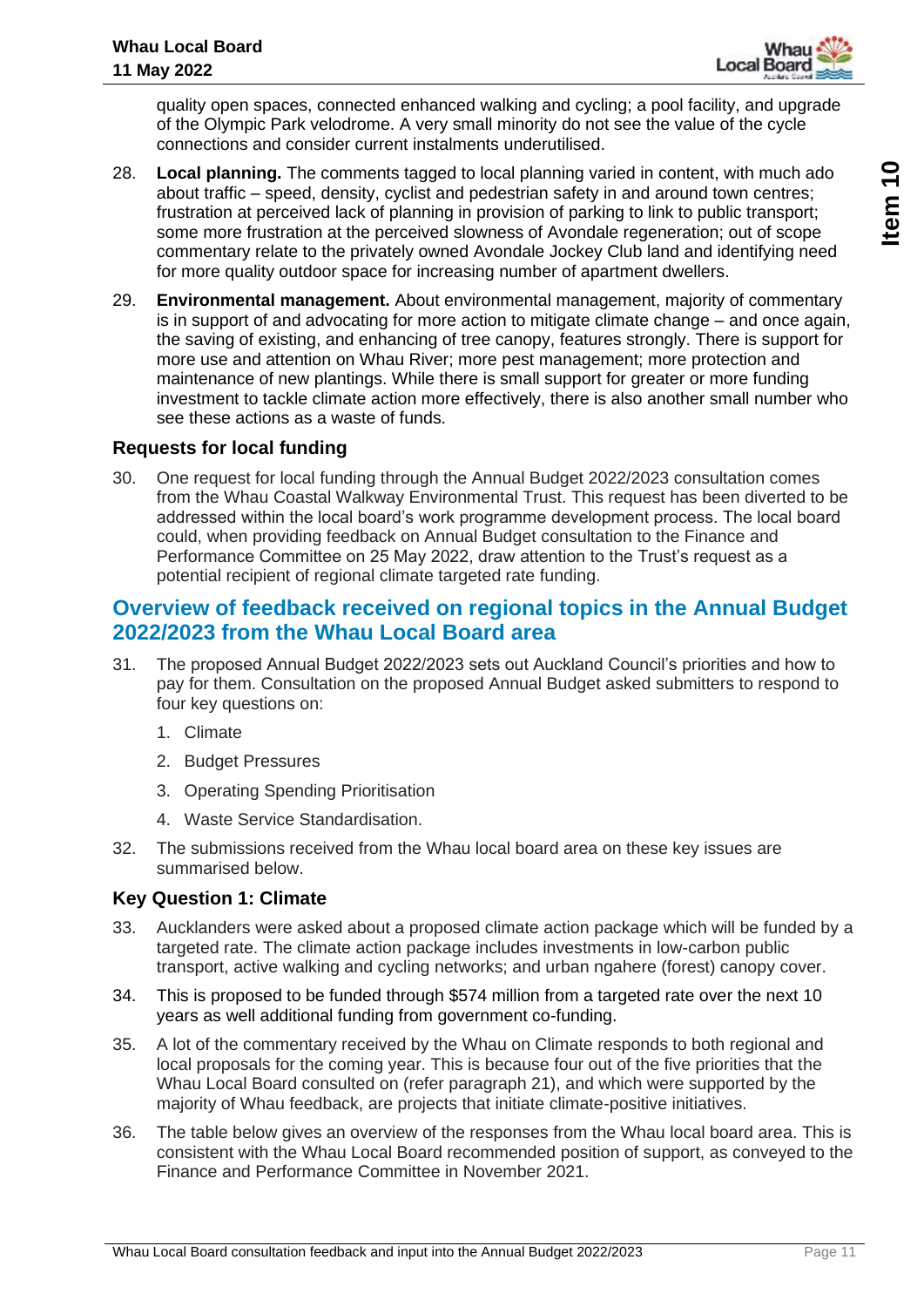quality open spaces, connected enhanced walking and cycling; a pool facility, and upgrade of the Olympic Park velodrome. A very small minority do not see the value of the cycle connections and consider current instalments underutilised.

28. **Local planning.** The comments tagged to local planning varied in content, with much ado about traffic – speed, density, cyclist and pedestrian safety in and around town centres; frustration at perceived lack of planning in provision of parking to link to public transport; some more frustration at the perceived slowness of Avondale regeneration; out of scope commentary relate to the privately owned Avondale Jockey Club land and identifying need for more quality outdoor space for increasing number of apartment dwellers.

29. **Environmental management.** About environmental management, majority of commentary is in support of and advocating for more action to mitigate climate change – and once again, the saving of existing, and enhancing of tree canopy, features strongly. There is support for more use and attention on Whau River; more pest management; more protection and maintenance of new plantings. While there is small support for greater or more funding investment to tackle climate action more effectively, there is also another small number who see these actions as a waste of funds.

### Requests for local funding

30. One request for local funding through the Annual Budget 2022/2023 consultation comes from the Whau Coastal Walkway Environmental Trust. This request has been diverted to be addressed within the local board's work programme development process. The local board could, when providing feedback on Annual Budget consultation to the Finance and Performance Committee on 25 May 2022, draw attention to the Trust's request as a potential recipient of regional climate targeted rate funding.

## Overview of feedback received on regional topics in the Annual Budget 2022/2023 from the Whau Local Board area

31. The proposed Annual Budget 2022/2023 sets out Auckland Council's priorities and how to pay for them. Consultation on the proposed Annual Budget asked submitters to respond to four key questions on:

    1. Climate
    2. Budget Pressures
    3. Operating Spending Prioritisation
    4. Waste Service Standardisation.

32. The submissions received from the Whau local board area on these key issues are summarised below.

### Key Question 1: Climate

33. Aucklanders were asked about a proposed climate action package which will be funded by a targeted rate. The climate action package includes investments in low-carbon public transport, active walking and cycling networks; and urban ngahere (forest) canopy cover.

34. This is proposed to be funded through $574 million from a targeted rate over the next 10 years as well additional funding from government co-funding.

35. A lot of the commentary received by the Whau on Climate responds to both regional and local proposals for the coming year. This is because four out of the five priorities that the Whau Local Board consulted on (refer paragraph 21), and which were supported by the majority of Whau feedback, are projects that initiate climate-positive initiatives.

36. The table below gives an overview of the responses from the Whau local board area. This is consistent with the Whau Local Board recommended position of support, as conveyed to the Finance and Performance Committee in November 2021.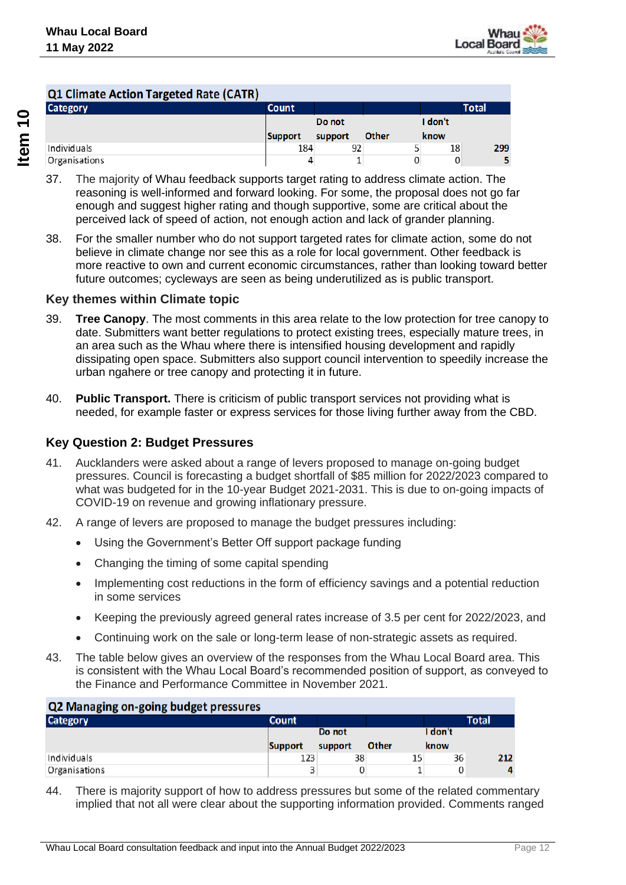**Q1 Climate Action Targeted Rate (CATR)**

| Category | Count | | | | Total |
|---|---|---|---|---|---|
| | Support | Do not support | Other | I don't know | |
| Individuals | 184 | 92 | 5 | 18 | **299** |
| Organisations | 4 | 1 | 0 | 0 | **5** |

37. The majority of Whau feedback supports target rating to address climate action. The reasoning is well-informed and forward looking. For some, the proposal does not go far enough and suggest higher rating and though supportive, some are critical about the perceived lack of speed of action, not enough action and lack of grander planning.

38. For the smaller number who do not support targeted rates for climate action, some do not believe in climate change nor see this as a role for local government. Other feedback is more reactive to own and current economic circumstances, rather than looking toward better future outcomes; cycleways are seen as being underutilized as is public transport.

### Key themes within Climate topic

39. **Tree Canopy**. The most comments in this area relate to the low protection for tree canopy to date. Submitters want better regulations to protect existing trees, especially mature trees, in an area such as the Whau where there is intensified housing development and rapidly dissipating open space. Submitters also support council intervention to speedily increase the urban ngahere or tree canopy and protecting it in future.

40. **Public Transport.** There is criticism of public transport services not providing what is needed, for example faster or express services for those living further away from the CBD.

### Key Question 2: Budget Pressures

41. Aucklanders were asked about a range of levers proposed to manage on-going budget pressures. Council is forecasting a budget shortfall of $85 million for 2022/2023 compared to what was budgeted for in the 10-year Budget 2021-2031. This is due to on-going impacts of COVID-19 on revenue and growing inflationary pressure.

42. A range of levers are proposed to manage the budget pressures including:

    - Using the Government's Better Off support package funding
    - Changing the timing of some capital spending
    - Implementing cost reductions in the form of efficiency savings and a potential reduction in some services
    - Keeping the previously agreed general rates increase of 3.5 per cent for 2022/2023, and
    - Continuing work on the sale or long-term lease of non-strategic assets as required.

43. The table below gives an overview of the responses from the Whau Local Board area. This is consistent with the Whau Local Board's recommended position of support, as conveyed to the Finance and Performance Committee in November 2021.

**Q2 Managing on-going budget pressures**

| Category | Count | | | | Total |
|---|---|---|---|---|---|
| | Support | Do not support | Other | I don't know | |
| Individuals | 123 | 38 | 15 | 36 | **212** |
| Organisations | 3 | 0 | 1 | 0 | **4** |

44. There is majority support of how to address pressures but some of the related commentary implied that not all were clear about the supporting information provided. Comments ranged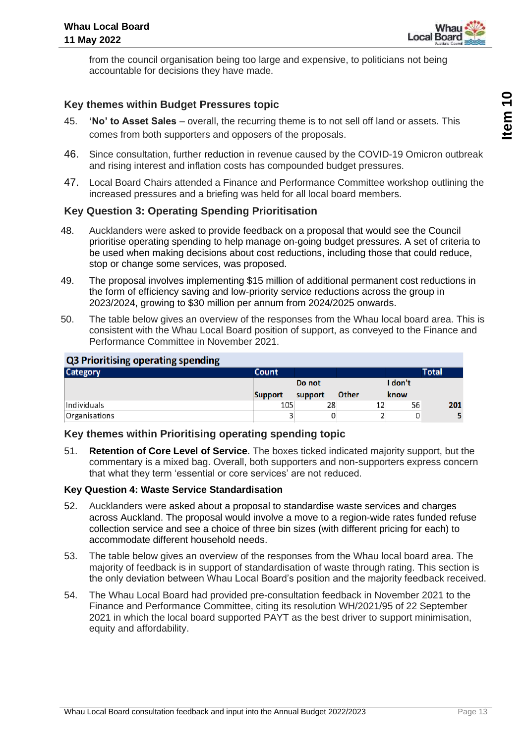from the council organisation being too large and expensive, to politicians not being accountable for decisions they have made.

## Key themes within Budget Pressures topic

45. **'No' to Asset Sales** – overall, the recurring theme is to not sell off land or assets. This comes from both supporters and opposers of the proposals.

46. Since consultation, further reduction in revenue caused by the COVID-19 Omicron outbreak and rising interest and inflation costs has compounded budget pressures.

47. Local Board Chairs attended a Finance and Performance Committee workshop outlining the increased pressures and a briefing was held for all local board members.

## Key Question 3: Operating Spending Prioritisation

48. Aucklanders were asked to provide feedback on a proposal that would see the Council prioritise operating spending to help manage on-going budget pressures. A set of criteria to be used when making decisions about cost reductions, including those that could reduce, stop or change some services, was proposed.

49. The proposal involves implementing $15 million of additional permanent cost reductions in the form of efficiency saving and low-priority service reductions across the group in 2023/2024, growing to $30 million per annum from 2024/2025 onwards.

50. The table below gives an overview of the responses from the Whau local board area. This is consistent with the Whau Local Board position of support, as conveyed to the Finance and Performance Committee in November 2021.

**Q3 Prioritising operating spending**

| Category | Count | | | | Total |
|---|---|---|---|---|---|
| | Support | Do not support | Other | I don't know | |
| Individuals | 105 | 28 | 12 | 56 | **201** |
| Organisations | 3 | 0 | 2 | 0 | **5** |

## Key themes within Prioritising operating spending topic

51. **Retention of Core Level of Service**. The boxes ticked indicated majority support, but the commentary is a mixed bag. Overall, both supporters and non-supporters express concern that what they term 'essential or core services' are not reduced.

### Key Question 4: Waste Service Standardisation

52. Aucklanders were asked about a proposal to standardise waste services and charges across Auckland. The proposal would involve a move to a region-wide rates funded refuse collection service and see a choice of three bin sizes (with different pricing for each) to accommodate different household needs.

53. The table below gives an overview of the responses from the Whau local board area. The majority of feedback is in support of standardisation of waste through rating. This section is the only deviation between Whau Local Board's position and the majority feedback received.

54. The Whau Local Board had provided pre-consultation feedback in November 2021 to the Finance and Performance Committee, citing its resolution WH/2021/95 of 22 September 2021 in which the local board supported PAYT as the best driver to support minimisation, equity and affordability.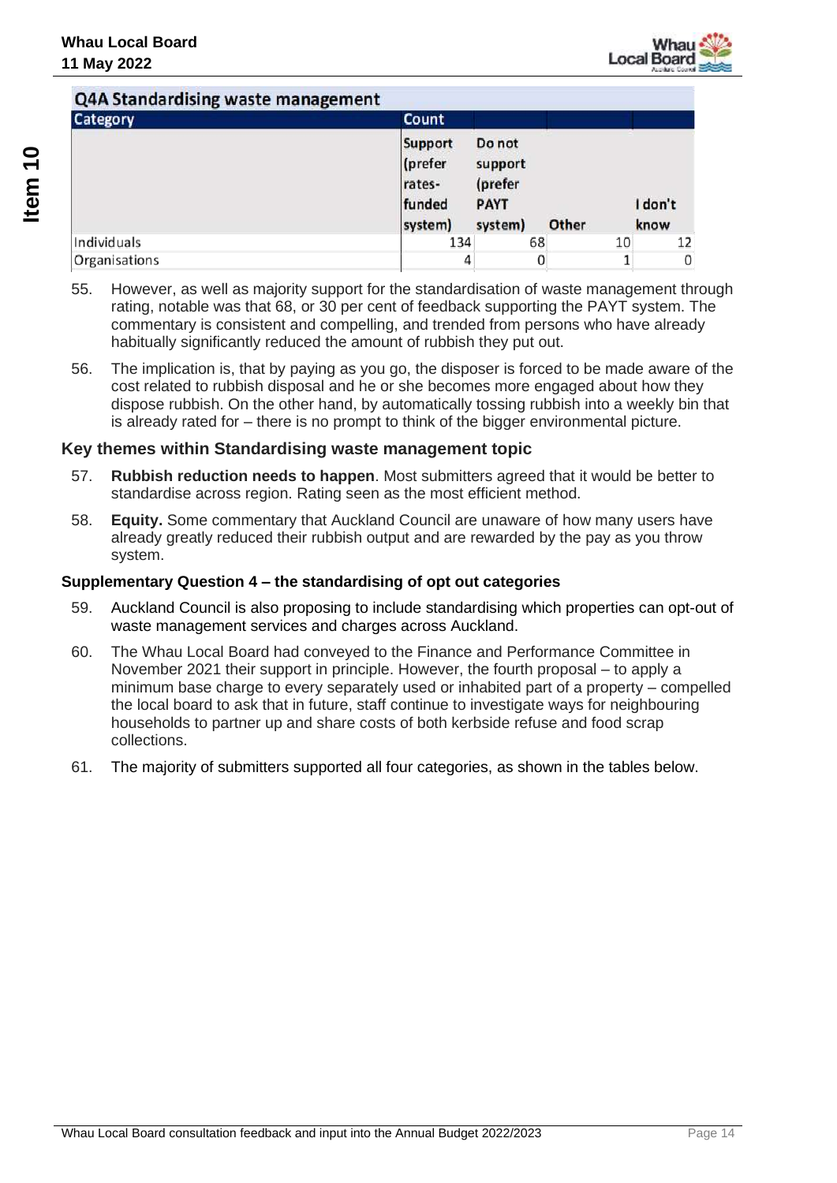**Q4A Standardising waste management**

| Category | Count | | | |
|---|---|---|---|---|
| | Support (prefer rates-funded system) | Do not support (prefer PAYT system) | Other | I don't know |
| Individuals | 134 | 68 | 10 | 12 |
| Organisations | 4 | 0 | 1 | 0 |

55. However, as well as majority support for the standardisation of waste management through rating, notable was that 68, or 30 per cent of feedback supporting the PAYT system. The commentary is consistent and compelling, and trended from persons who have already habitually significantly reduced the amount of rubbish they put out.

56. The implication is, that by paying as you go, the disposer is forced to be made aware of the cost related to rubbish disposal and he or she becomes more engaged about how they dispose rubbish. On the other hand, by automatically tossing rubbish into a weekly bin that is already rated for – there is no prompt to think of the bigger environmental picture.

### Key themes within Standardising waste management topic

57. **Rubbish reduction needs to happen**. Most submitters agreed that it would be better to standardise across region. Rating seen as the most efficient method.

58. **Equity.** Some commentary that Auckland Council are unaware of how many users have already greatly reduced their rubbish output and are rewarded by the pay as you throw system.

### Supplementary Question 4 – the standardising of opt out categories

59. Auckland Council is also proposing to include standardising which properties can opt-out of waste management services and charges across Auckland.

60. The Whau Local Board had conveyed to the Finance and Performance Committee in November 2021 their support in principle. However, the fourth proposal – to apply a minimum base charge to every separately used or inhabited part of a property – compelled the local board to ask that in future, staff continue to investigate ways for neighbouring households to partner up and share costs of both kerbside refuse and food scrap collections.

61. The majority of submitters supported all four categories, as shown in the tables below.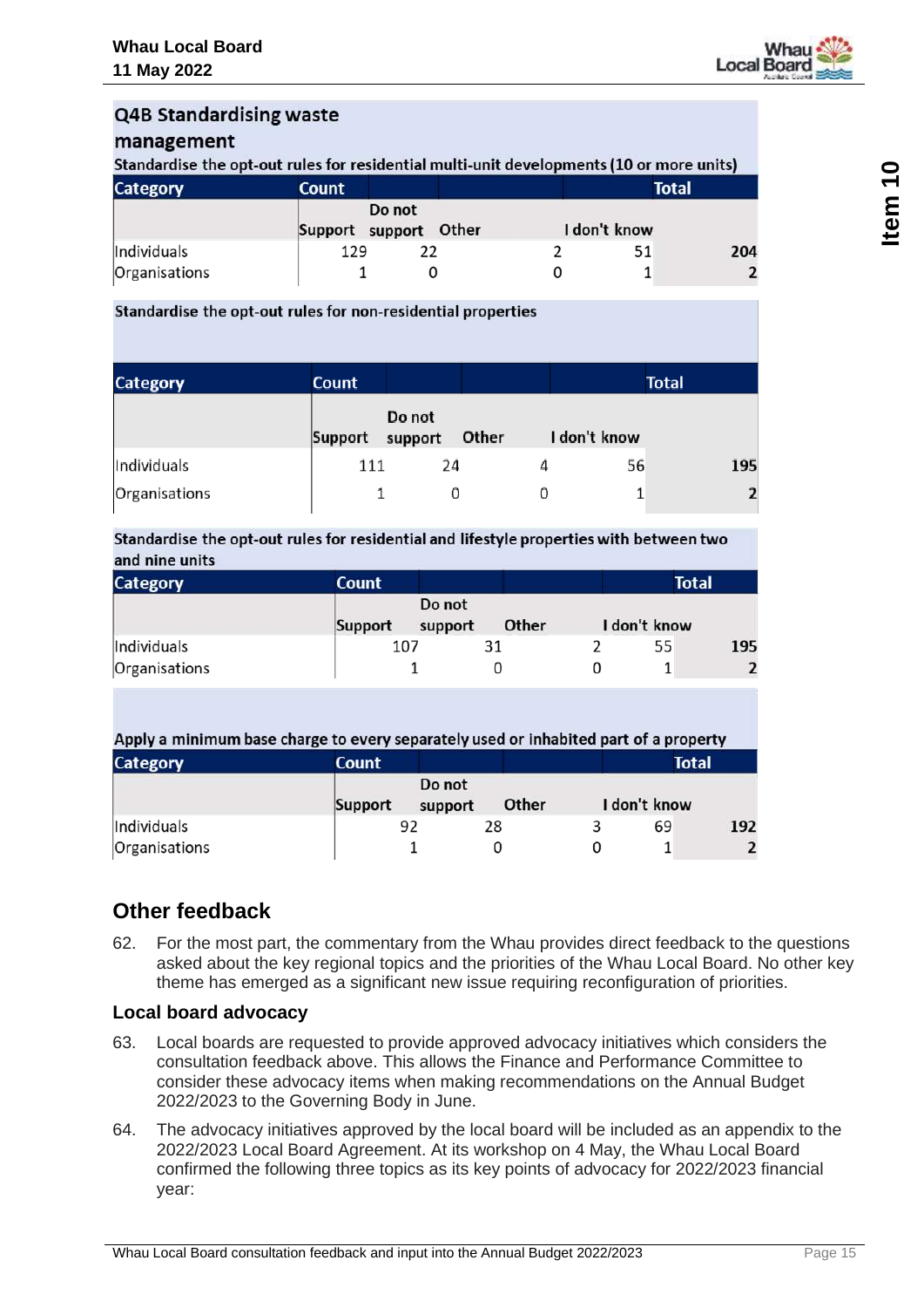### Q4B Standardising waste management

Standardise the opt-out rules for residential multi-unit developments (10 or more units)

| Category | Count | | | | Total |
|---|---|---|---|---|---|
| | Support | Do not support | Other | I don't know | |
| Individuals | 129 | 22 | 2 | 51 | **204** |
| Organisations | 1 | 0 | 0 | 1 | **2** |

Standardise the opt-out rules for non-residential properties

| Category | Count | | | | Total |
|---|---|---|---|---|---|
| | Support | Do not support | Other | I don't know | |
| Individuals | 111 | 24 | 4 | 56 | **195** |
| Organisations | 1 | 0 | 0 | 1 | **2** |

Standardise the opt-out rules for residential and lifestyle properties with between two and nine units

| Category | Count | | | | Total |
|---|---|---|---|---|---|
| | Support | Do not support | Other | I don't know | |
| Individuals | 107 | 31 | 2 | 55 | **195** |
| Organisations | 1 | 0 | 0 | 1 | **2** |

Apply a minimum base charge to every separately used or inhabited part of a property

| Category | Count | | | | Total |
|---|---|---|---|---|---|
| | Support | Do not support | Other | I don't know | |
| Individuals | 92 | 28 | 3 | 69 | **192** |
| Organisations | 1 | 0 | 0 | 1 | **2** |

## Other feedback

62. For the most part, the commentary from the Whau provides direct feedback to the questions asked about the key regional topics and the priorities of the Whau Local Board. No other key theme has emerged as a significant new issue requiring reconfiguration of priorities.

### Local board advocacy

63. Local boards are requested to provide approved advocacy initiatives which considers the consultation feedback above. This allows the Finance and Performance Committee to consider these advocacy items when making recommendations on the Annual Budget 2022/2023 to the Governing Body in June.

64. The advocacy initiatives approved by the local board will be included as an appendix to the 2022/2023 Local Board Agreement. At its workshop on 4 May, the Whau Local Board confirmed the following three topics as its key points of advocacy for 2022/2023 financial year: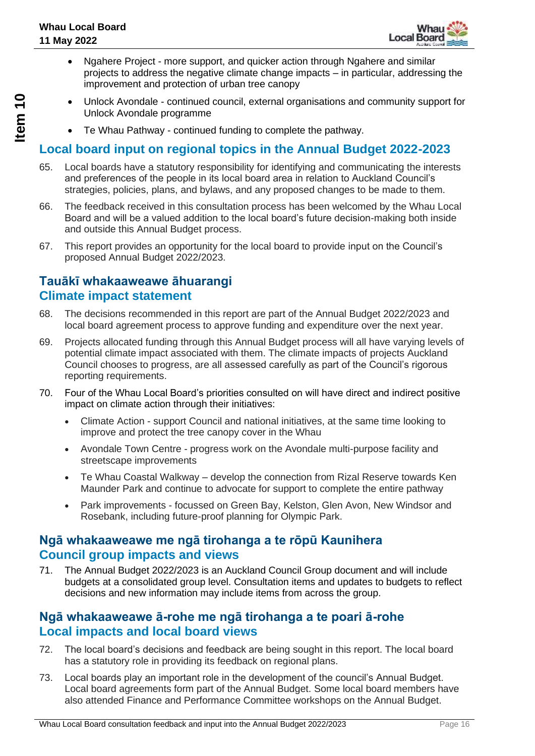- Ngahere Project - more support, and quicker action through Ngahere and similar projects to address the negative climate change impacts – in particular, addressing the improvement and protection of urban tree canopy
- Unlock Avondale - continued council, external organisations and community support for Unlock Avondale programme
- Te Whau Pathway - continued funding to complete the pathway.

## Local board input on regional topics in the Annual Budget 2022-2023

65. Local boards have a statutory responsibility for identifying and communicating the interests and preferences of the people in its local board area in relation to Auckland Council's strategies, policies, plans, and bylaws, and any proposed changes to be made to them.

66. The feedback received in this consultation process has been welcomed by the Whau Local Board and will be a valued addition to the local board's future decision-making both inside and outside this Annual Budget process.

67. This report provides an opportunity for the local board to provide input on the Council's proposed Annual Budget 2022/2023.

## Tauākī whakaaweawe āhuarangi
## Climate impact statement

68. The decisions recommended in this report are part of the Annual Budget 2022/2023 and local board agreement process to approve funding and expenditure over the next year.

69. Projects allocated funding through this Annual Budget process will all have varying levels of potential climate impact associated with them. The climate impacts of projects Auckland Council chooses to progress, are all assessed carefully as part of the Council's rigorous reporting requirements.

70. Four of the Whau Local Board's priorities consulted on will have direct and indirect positive impact on climate action through their initiatives:
    - Climate Action - support Council and national initiatives, at the same time looking to improve and protect the tree canopy cover in the Whau
    - Avondale Town Centre - progress work on the Avondale multi-purpose facility and streetscape improvements
    - Te Whau Coastal Walkway – develop the connection from Rizal Reserve towards Ken Maunder Park and continue to advocate for support to complete the entire pathway
    - Park improvements - focussed on Green Bay, Kelston, Glen Avon, New Windsor and Rosebank, including future-proof planning for Olympic Park.

## Ngā whakaaweawe me ngā tirohanga a te rōpū Kaunihera
## Council group impacts and views

71. The Annual Budget 2022/2023 is an Auckland Council Group document and will include budgets at a consolidated group level. Consultation items and updates to budgets to reflect decisions and new information may include items from across the group.

## Ngā whakaaweawe ā-rohe me ngā tirohanga a te poari ā-rohe
## Local impacts and local board views

72. The local board's decisions and feedback are being sought in this report. The local board has a statutory role in providing its feedback on regional plans.

73. Local boards play an important role in the development of the council's Annual Budget. Local board agreements form part of the Annual Budget. Some local board members have also attended Finance and Performance Committee workshops on the Annual Budget.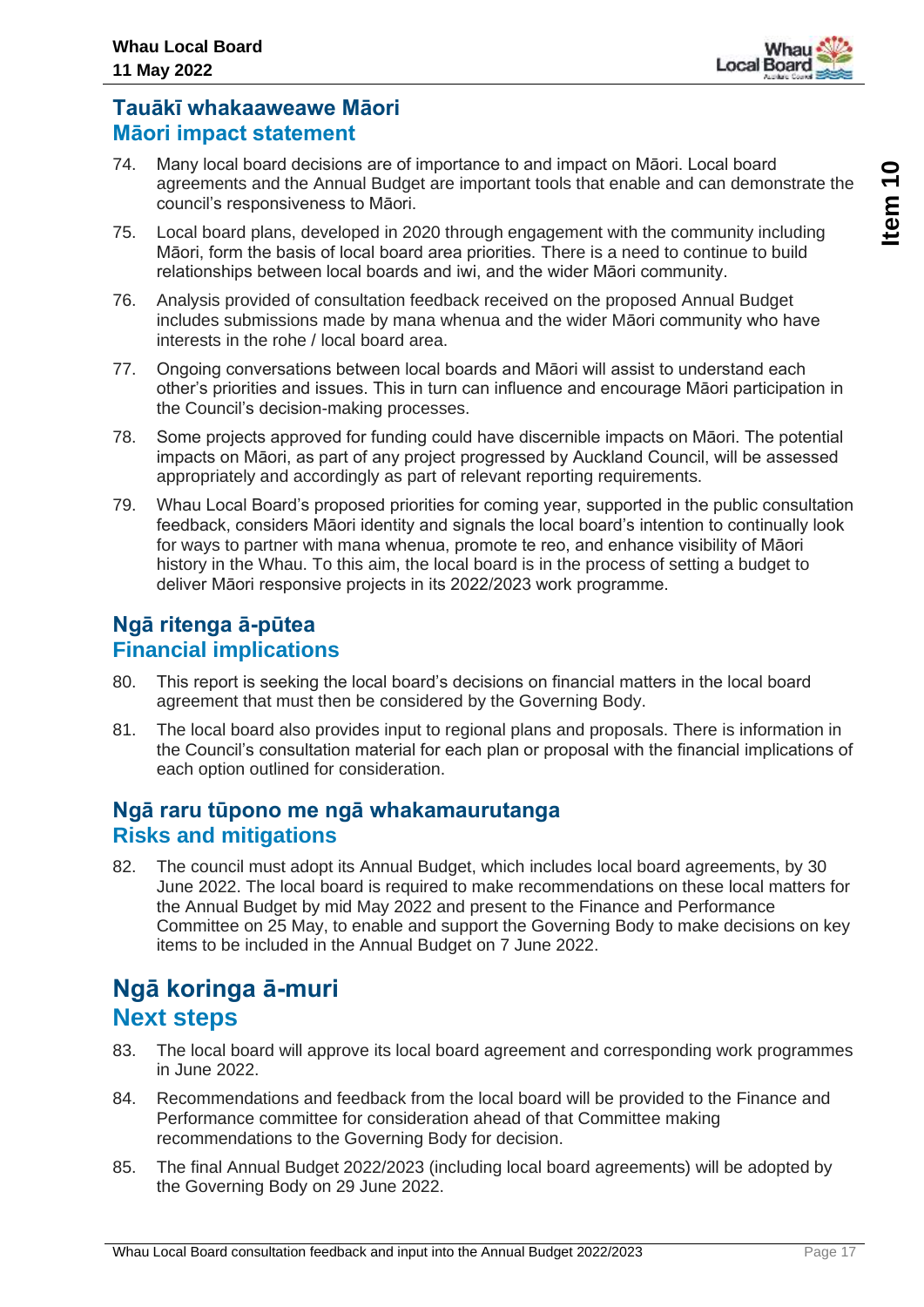## Tauākī whakaaweawe Māori
## Māori impact statement

74. Many local board decisions are of importance to and impact on Māori. Local board agreements and the Annual Budget are important tools that enable and can demonstrate the council's responsiveness to Māori.

75. Local board plans, developed in 2020 through engagement with the community including Māori, form the basis of local board area priorities. There is a need to continue to build relationships between local boards and iwi, and the wider Māori community.

76. Analysis provided of consultation feedback received on the proposed Annual Budget includes submissions made by mana whenua and the wider Māori community who have interests in the rohe / local board area.

77. Ongoing conversations between local boards and Māori will assist to understand each other's priorities and issues. This in turn can influence and encourage Māori participation in the Council's decision-making processes.

78. Some projects approved for funding could have discernible impacts on Māori. The potential impacts on Māori, as part of any project progressed by Auckland Council, will be assessed appropriately and accordingly as part of relevant reporting requirements.

79. Whau Local Board's proposed priorities for coming year, supported in the public consultation feedback, considers Māori identity and signals the local board's intention to continually look for ways to partner with mana whenua, promote te reo, and enhance visibility of Māori history in the Whau. To this aim, the local board is in the process of setting a budget to deliver Māori responsive projects in its 2022/2023 work programme.

## Ngā ritenga ā-pūtea
## Financial implications

80. This report is seeking the local board's decisions on financial matters in the local board agreement that must then be considered by the Governing Body.

81. The local board also provides input to regional plans and proposals. There is information in the Council's consultation material for each plan or proposal with the financial implications of each option outlined for consideration.

## Ngā raru tūpono me ngā whakamaurutanga
## Risks and mitigations

82. The council must adopt its Annual Budget, which includes local board agreements, by 30 June 2022. The local board is required to make recommendations on these local matters for the Annual Budget by mid May 2022 and present to the Finance and Performance Committee on 25 May, to enable and support the Governing Body to make decisions on key items to be included in the Annual Budget on 7 June 2022.

# Ngā koringa ā-muri
# Next steps

83. The local board will approve its local board agreement and corresponding work programmes in June 2022.

84. Recommendations and feedback from the local board will be provided to the Finance and Performance committee for consideration ahead of that Committee making recommendations to the Governing Body for decision.

85. The final Annual Budget 2022/2023 (including local board agreements) will be adopted by the Governing Body on 29 June 2022.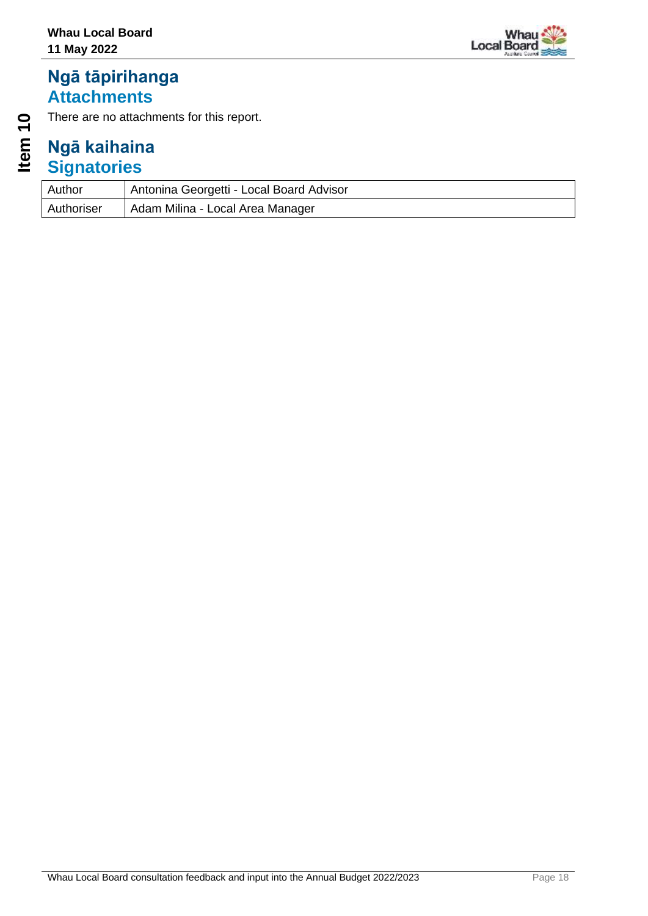## Ngā tāpirihanga
## Attachments

There are no attachments for this report.

## Ngā kaihaina
## Signatories

| | |
|---|---|
| Author | Antonina Georgetti - Local Board Advisor |
| Authoriser | Adam Milina - Local Area Manager |